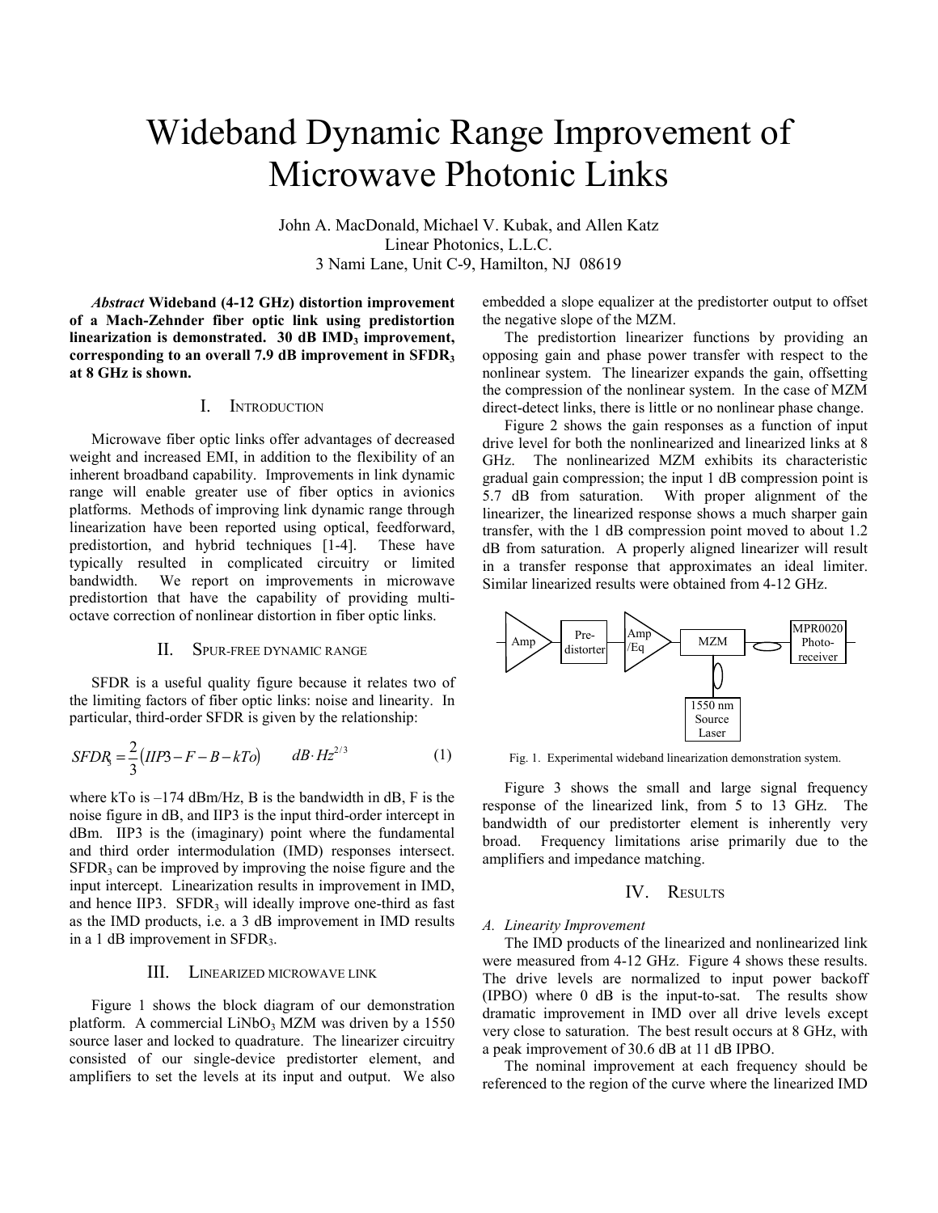# Wideband Dynamic Range Improvement of Microwave Photonic Links

John A. MacDonald, Michael V. Kubak, and Allen Katz
Linear Photonics, L.L.C.
3 Nami Lane, Unit C-9, Hamilton, NJ 08619

***Abstract*** **Wideband (4-12 GHz) distortion improvement of a Mach-Zehnder fiber optic link using predistortion linearization is demonstrated. 30 dB $IMD_3$ improvement, corresponding to an overall 7.9 dB improvement in $SFDR_3$ at 8 GHz is shown.**

## I. Introduction

Microwave fiber optic links offer advantages of decreased weight and increased EMI, in addition to the flexibility of an inherent broadband capability. Improvements in link dynamic range will enable greater use of fiber optics in avionics platforms. Methods of improving link dynamic range through linearization have been reported using optical, feedforward, predistortion, and hybrid techniques [1-4]. These have typically resulted in complicated circuitry or limited bandwidth. We report on improvements in microwave predistortion that have the capability of providing multi-octave correction of nonlinear distortion in fiber optic links.

## II. Spur-free dynamic range

SFDR is a useful quality figure because it relates two of the limiting factors of fiber optic links: noise and linearity. In particular, third-order SFDR is given by the relationship:

$$SFDR_3 = \frac{2}{3}\left(IIP3 - F - B - kTo\right) \qquad dB \cdot Hz^{2/3} \tag{1}$$

where kTo is –174 dBm/Hz, B is the bandwidth in dB, F is the noise figure in dB, and IIP3 is the input third-order intercept in dBm. IIP3 is the (imaginary) point where the fundamental and third order intermodulation (IMD) responses intersect. $SFDR_3$ can be improved by improving the noise figure and the input intercept. Linearization results in improvement in IMD, and hence IIP3. $SFDR_3$ will ideally improve one-third as fast as the IMD products, i.e. a 3 dB improvement in IMD results in a 1 dB improvement in $SFDR_3$.

## III. Linearized microwave link

Figure 1 shows the block diagram of our demonstration platform. A commercial $LiNbO_3$ MZM was driven by a 1550 source laser and locked to quadrature. The linearizer circuitry consisted of our single-device predistorter element, and amplifiers to set the levels at its input and output. We also embedded a slope equalizer at the predistorter output to offset the negative slope of the MZM.

The predistortion linearizer functions by providing an opposing gain and phase power transfer with respect to the nonlinear system. The linearizer expands the gain, offsetting the compression of the nonlinear system. In the case of MZM direct-detect links, there is little or no nonlinear phase change.

Figure 2 shows the gain responses as a function of input drive level for both the nonlinearized and linearized links at 8 GHz. The nonlinearized MZM exhibits its characteristic gradual gain compression; the input 1 dB compression point is 5.7 dB from saturation. With proper alignment of the linearizer, the linearized response shows a much sharper gain transfer, with the 1 dB compression point moved to about 1.2 dB from saturation. A properly aligned linearizer will result in a transfer response that approximates an ideal limiter. Similar linearized results were obtained from 4-12 GHz.

Amp → Pre-distorter → Amp/Eq → MZM → MPR0020 Photo-receiver; 1550 nm Source Laser → MZM

Fig. 1. Experimental wideband linearization demonstration system.

Figure 3 shows the small and large signal frequency response of the linearized link, from 5 to 13 GHz. The bandwidth of our predistorter element is inherently very broad. Frequency limitations arise primarily due to the amplifiers and impedance matching.

## IV. Results

### *A. Linearity Improvement*

The IMD products of the linearized and nonlinearized link were measured from 4-12 GHz. Figure 4 shows these results. The drive levels are normalized to input power backoff (IPBO) where 0 dB is the input-to-sat. The results show dramatic improvement in IMD over all drive levels except very close to saturation. The best result occurs at 8 GHz, with a peak improvement of 30.6 dB at 11 dB IPBO.

The nominal improvement at each frequency should be referenced to the region of the curve where the linearized IMD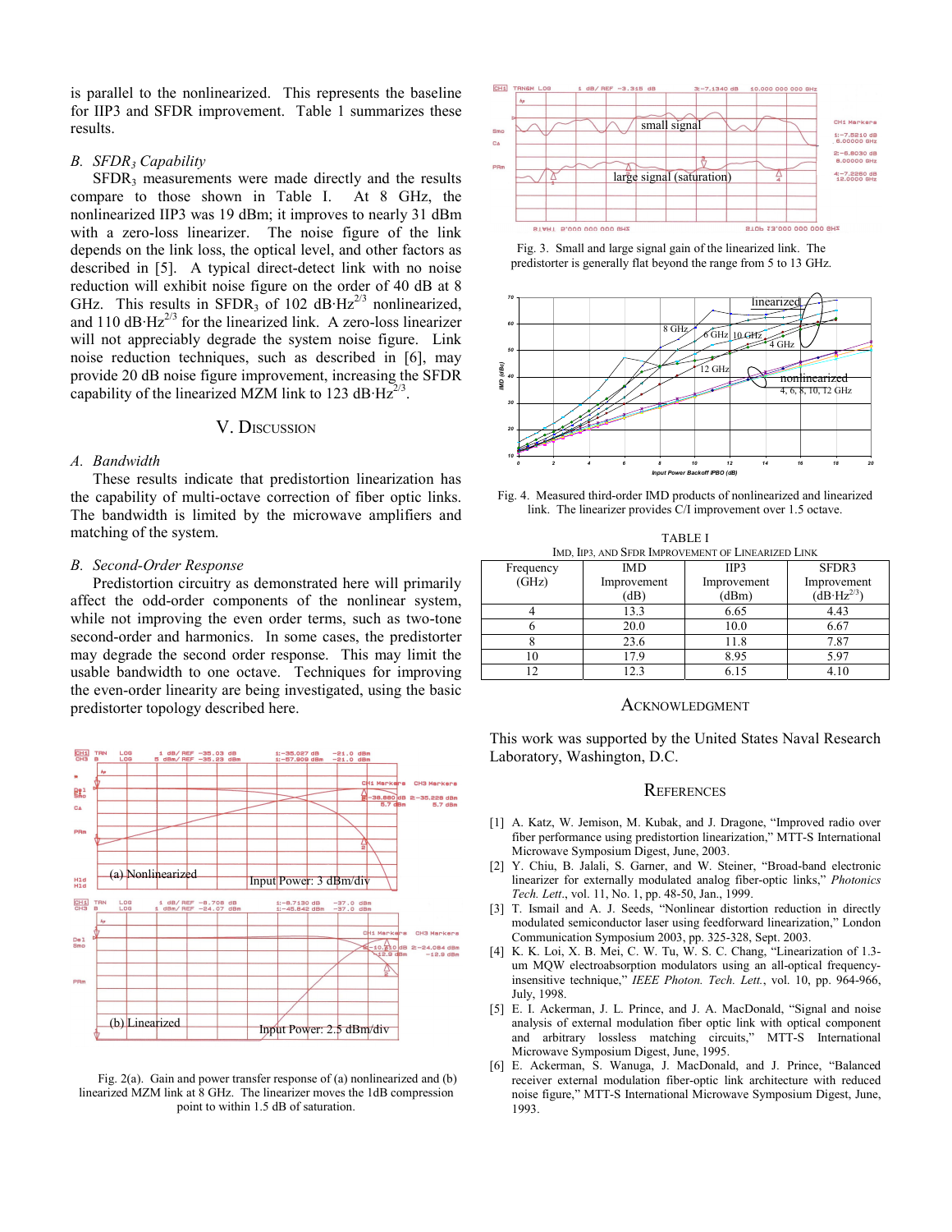is parallel to the nonlinearized. This represents the baseline for IIP3 and SFDR improvement. Table 1 summarizes these results.

### *B. $SFDR_3$ Capability*

$SFDR_3$ measurements were made directly and the results compare to those shown in Table I. At 8 GHz, the nonlinearized IIP3 was 19 dBm; it improves to nearly 31 dBm with a zero-loss linearizer. The noise figure of the link depends on the link loss, the optical level, and other factors as described in [5]. A typical direct-detect link with no noise reduction will exhibit noise figure on the order of 40 dB at 8 GHz. This results in $SFDR_3$ of 102 dB·Hz$^{2/3}$ nonlinearized, and 110 dB·Hz$^{2/3}$ for the linearized link. A zero-loss linearizer will not appreciably degrade the system noise figure. Link noise reduction techniques, such as described in [6], may provide 20 dB noise figure improvement, increasing the SFDR capability of the linearized MZM link to 123 dB·Hz$^{2/3}$.

## V. Discussion

### *A. Bandwidth*

These results indicate that predistortion linearization has the capability of multi-octave correction of fiber optic links. The bandwidth is limited by the microwave amplifiers and matching of the system.

### *B. Second-Order Response*

Predistortion circuitry as demonstrated here will primarily affect the odd-order components of the nonlinear system, while not improving the even order terms, such as two-tone second-order and harmonics. In some cases, the predistorter may degrade the second order response. This may limit the usable bandwidth to one octave. Techniques for improving the even-order linearity are being investigated, using the basic predistorter topology described here.

(a) Nonlinearized

Input Power: 3 dBm/div

(b) Linearized

Input Power: 2.5 dBm/div

Fig. 2(a). Gain and power transfer response of (a) nonlinearized and (b) linearized MZM link at 8 GHz. The linearizer moves the 1dB compression point to within 1.5 dB of saturation.

small signal

large signal (saturation)

Fig. 3. Small and large signal gain of the linearized link. The predistorter is generally flat beyond the range from 5 to 13 GHz.

linearized

8 GHz

6 GHz

10 GHz

4 GHz

12 GHz

nonlinearized

4, 6, 8, 10, 12 GHz

IMD (dBc)

Input Power Backoff IPBO (dB)

Fig. 4. Measured third-order IMD products of nonlinearized and linearized link. The linearizer provides C/I improvement over 1.5 octave.

TABLE I

IMD, IIP3, and SFDR Improvement of Linearized Link

| Frequency (GHz) | IMD Improvement (dB) | IIP3 Improvement (dBm) | SFDR3 Improvement (dB·Hz$^{2/3}$) |
|---|---|---|---|
| 4 | 13.3 | 6.65 | 4.43 |
| 6 | 20.0 | 10.0 | 6.67 |
| 8 | 23.6 | 11.8 | 7.87 |
| 10 | 17.9 | 8.95 | 5.97 |
| 12 | 12.3 | 6.15 | 4.10 |

## Acknowledgment

This work was supported by the United States Naval Research Laboratory, Washington, D.C.

## References

[1] A. Katz, W. Jemison, M. Kubak, and J. Dragone, "Improved radio over fiber performance using predistortion linearization," MTT-S International Microwave Symposium Digest, June, 2003.

[2] Y. Chiu, B. Jalali, S. Garner, and W. Steiner, "Broad-band electronic linearizer for externally modulated analog fiber-optic links," *Photonics Tech. Lett*., vol. 11, No. 1, pp. 48-50, Jan., 1999.

[3] T. Ismail and A. J. Seeds, "Nonlinear distortion reduction in directly modulated semiconductor laser using feedforward linearization," London Communication Symposium 2003, pp. 325-328, Sept. 2003.

[4] K. K. Loi, X. B. Mei, C. W. Tu, W. S. C. Chang, "Linearization of 1.3-um MQW electroabsorption modulators using an all-optical frequency-insensitive technique," *IEEE Photon. Tech. Lett.*, vol. 10, pp. 964-966, July, 1998.

[5] E. I. Ackerman, J. L. Prince, and J. A. MacDonald, "Signal and noise analysis of external modulation fiber optic link with optical component and arbitrary lossless matching circuits," MTT-S International Microwave Symposium Digest, June, 1995.

[6] E. Ackerman, S. Wanuga, J. MacDonald, and J. Prince, "Balanced receiver external modulation fiber-optic link architecture with reduced noise figure," MTT-S International Microwave Symposium Digest, June, 1993.